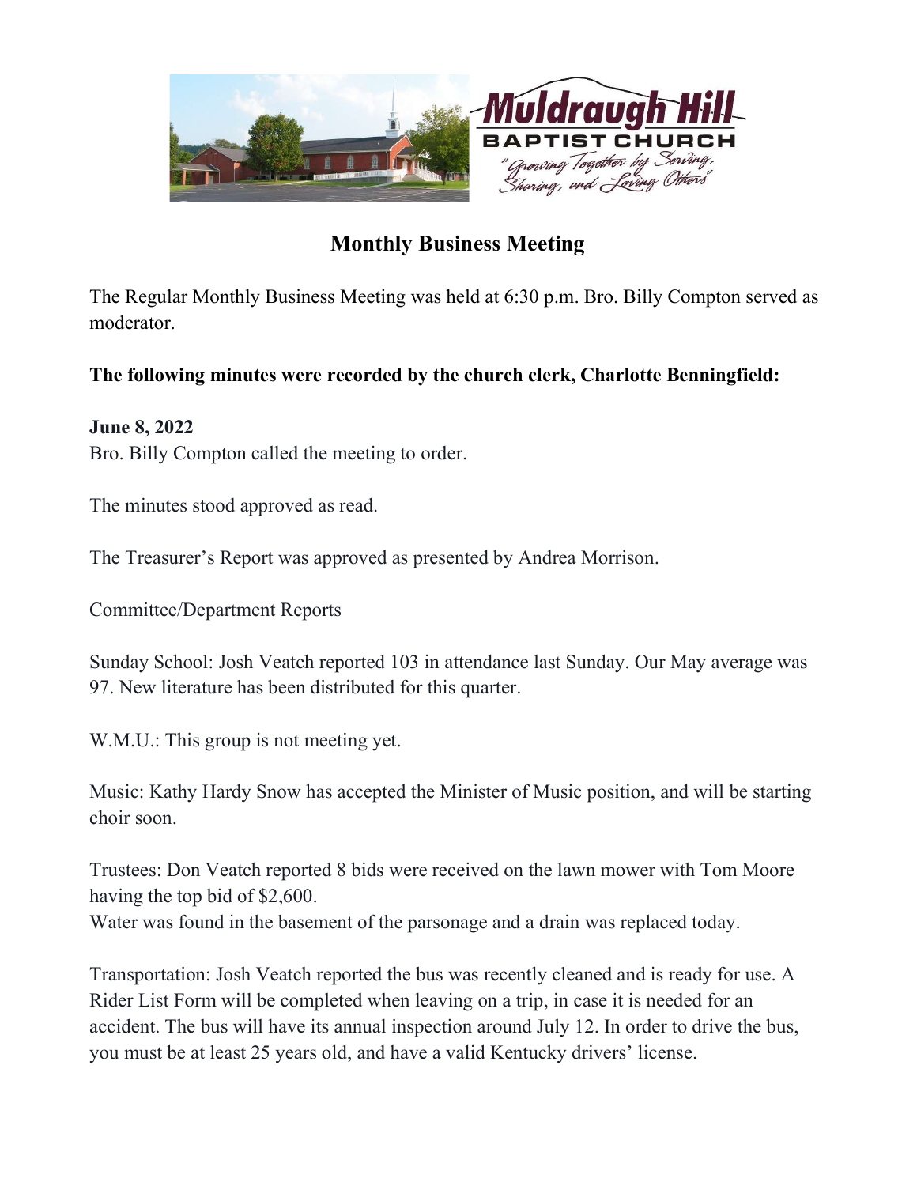Muldraugh Hill
BAPTIST CHURCH
"Growing Together by Serving, Sharing, and Loving Others"

# Monthly Business Meeting

The Regular Monthly Business Meeting was held at 6:30 p.m. Bro. Billy Compton served as moderator.

**The following minutes were recorded by the church clerk, Charlotte Benningfield:**

**June 8, 2022**
Bro. Billy Compton called the meeting to order.

The minutes stood approved as read.

The Treasurer's Report was approved as presented by Andrea Morrison.

Committee/Department Reports

Sunday School: Josh Veatch reported 103 in attendance last Sunday. Our May average was 97. New literature has been distributed for this quarter.

W.M.U.: This group is not meeting yet.

Music: Kathy Hardy Snow has accepted the Minister of Music position, and will be starting choir soon.

Trustees: Don Veatch reported 8 bids were received on the lawn mower with Tom Moore having the top bid of $2,600.
Water was found in the basement of the parsonage and a drain was replaced today.

Transportation: Josh Veatch reported the bus was recently cleaned and is ready for use. A Rider List Form will be completed when leaving on a trip, in case it is needed for an accident. The bus will have its annual inspection around July 12. In order to drive the bus, you must be at least 25 years old, and have a valid Kentucky drivers' license.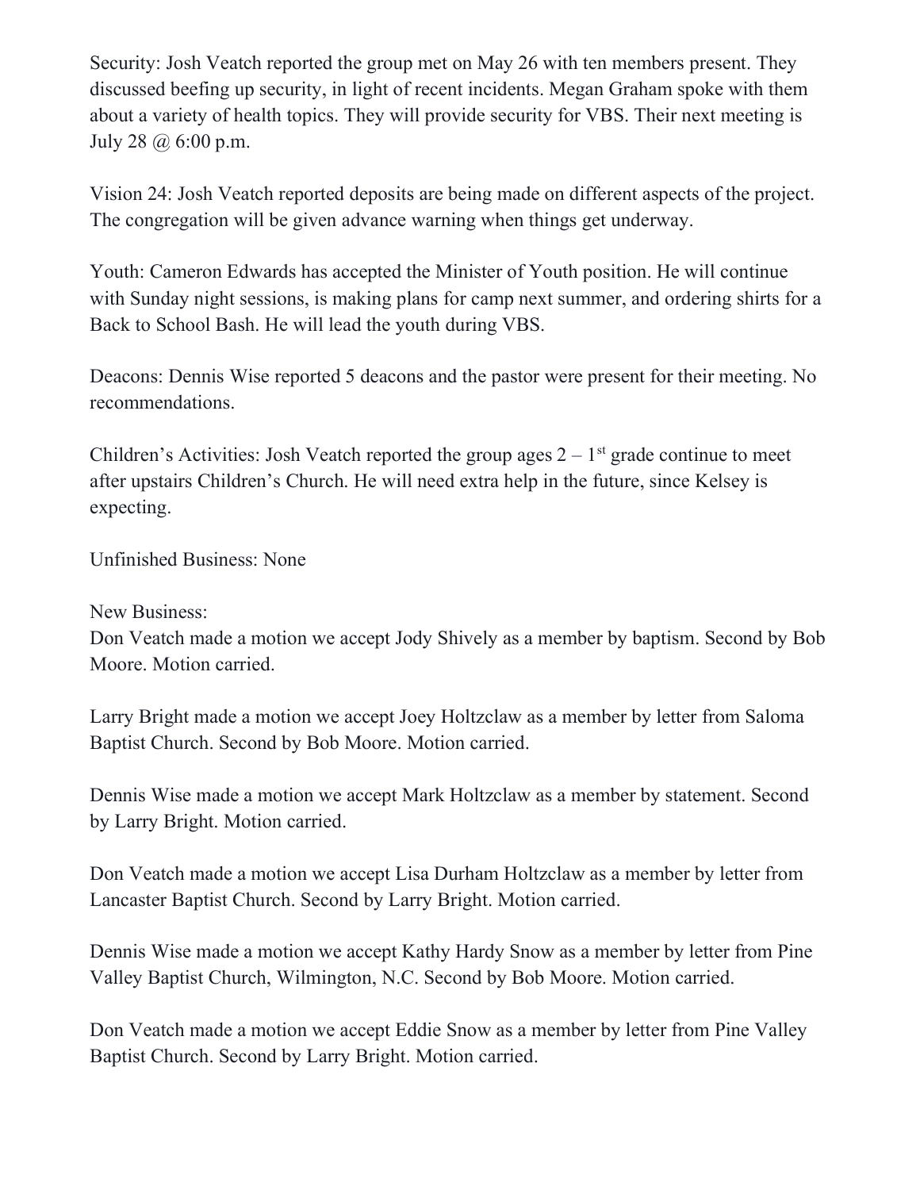Security: Josh Veatch reported the group met on May 26 with ten members present. They discussed beefing up security, in light of recent incidents. Megan Graham spoke with them about a variety of health topics. They will provide security for VBS. Their next meeting is July 28 @ 6:00 p.m.

Vision 24: Josh Veatch reported deposits are being made on different aspects of the project. The congregation will be given advance warning when things get underway.

Youth: Cameron Edwards has accepted the Minister of Youth position. He will continue with Sunday night sessions, is making plans for camp next summer, and ordering shirts for a Back to School Bash. He will lead the youth during VBS.

Deacons: Dennis Wise reported 5 deacons and the pastor were present for their meeting. No recommendations.

Children's Activities: Josh Veatch reported the group ages 2 – 1st grade continue to meet after upstairs Children's Church. He will need extra help in the future, since Kelsey is expecting.

Unfinished Business: None

New Business:
Don Veatch made a motion we accept Jody Shively as a member by baptism. Second by Bob Moore. Motion carried.

Larry Bright made a motion we accept Joey Holtzclaw as a member by letter from Saloma Baptist Church. Second by Bob Moore. Motion carried.

Dennis Wise made a motion we accept Mark Holtzclaw as a member by statement. Second by Larry Bright. Motion carried.

Don Veatch made a motion we accept Lisa Durham Holtzclaw as a member by letter from Lancaster Baptist Church. Second by Larry Bright. Motion carried.

Dennis Wise made a motion we accept Kathy Hardy Snow as a member by letter from Pine Valley Baptist Church, Wilmington, N.C. Second by Bob Moore. Motion carried.

Don Veatch made a motion we accept Eddie Snow as a member by letter from Pine Valley Baptist Church. Second by Larry Bright. Motion carried.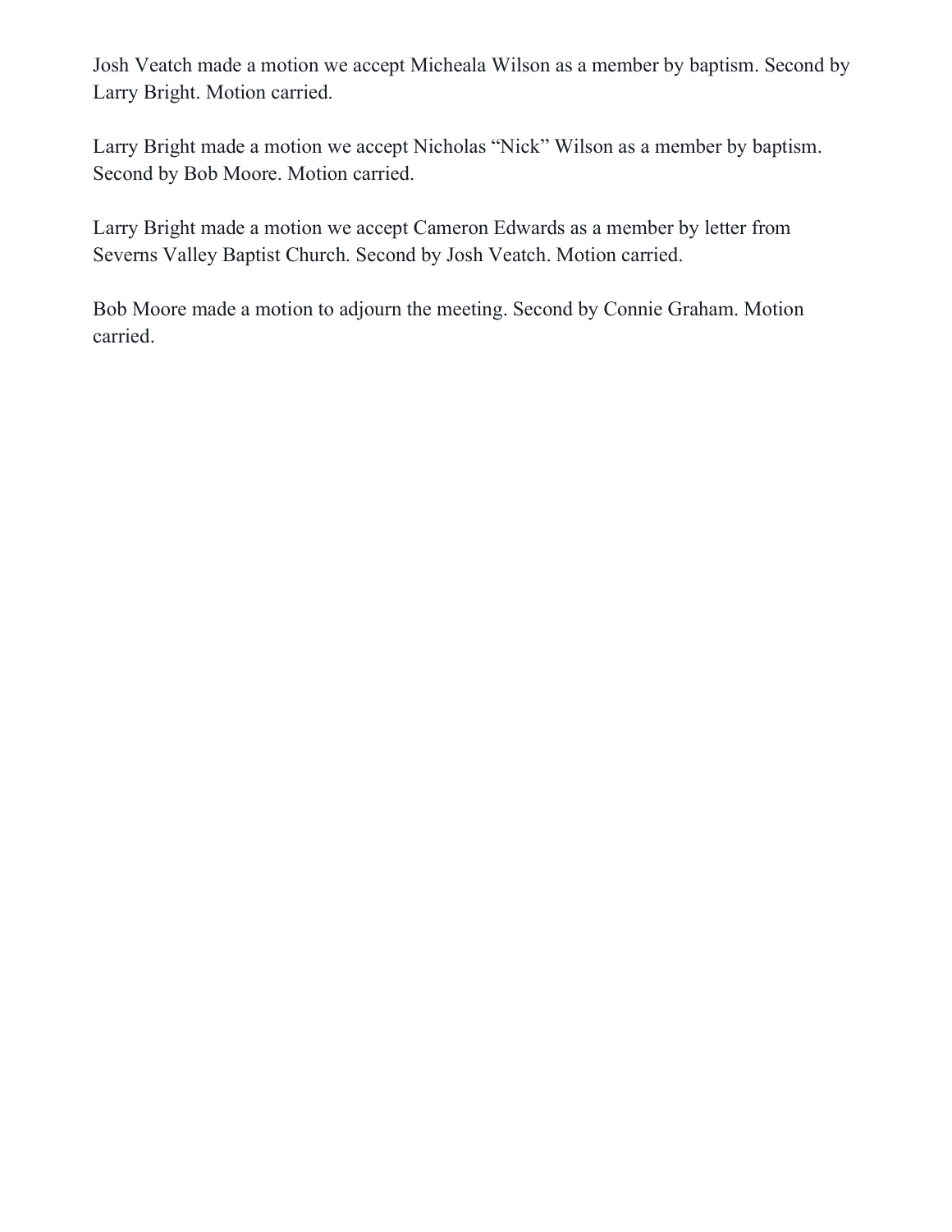Josh Veatch made a motion we accept Micheala Wilson as a member by baptism. Second by Larry Bright. Motion carried.

Larry Bright made a motion we accept Nicholas "Nick" Wilson as a member by baptism. Second by Bob Moore. Motion carried.

Larry Bright made a motion we accept Cameron Edwards as a member by letter from Severns Valley Baptist Church. Second by Josh Veatch. Motion carried.

Bob Moore made a motion to adjourn the meeting. Second by Connie Graham. Motion carried.